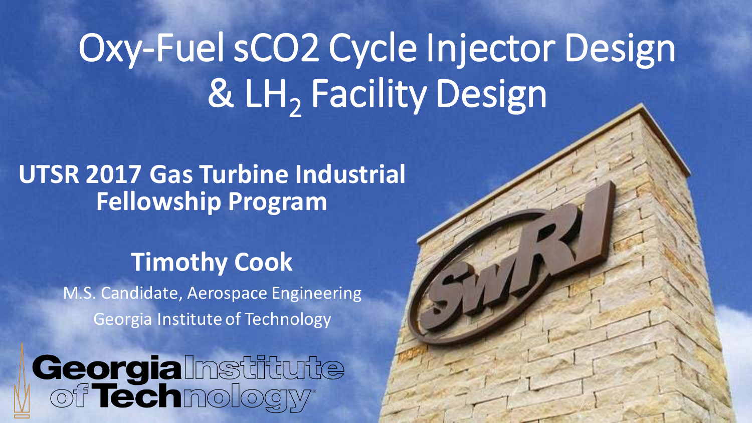# Oxy-Fuel sCO2 Cycle Injector Design & $LH_2$ Facility Design

**UTSR 2017 Gas Turbine Industrial Fellowship Program**

**Timothy Cook**

M.S. Candidate, Aerospace Engineering

Georgia Institute of Technology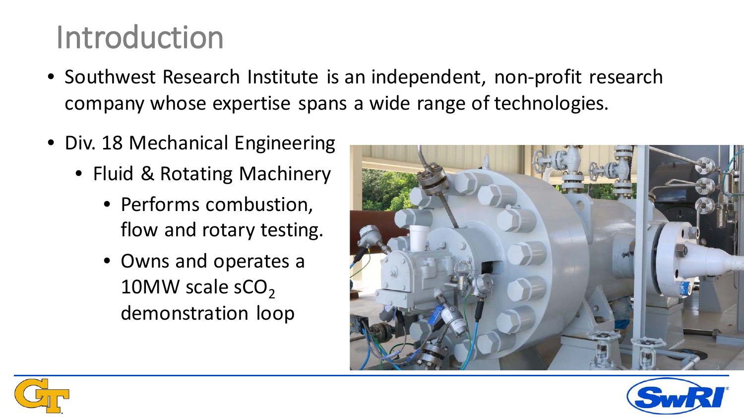# Introduction

- Southwest Research Institute is an independent, non-profit research company whose expertise spans a wide range of technologies.
- Div. 18 Mechanical Engineering
  - Fluid & Rotating Machinery
    - Performs combustion, flow and rotary testing.
    - Owns and operates a 10MW scale $sCO_2$ demonstration loop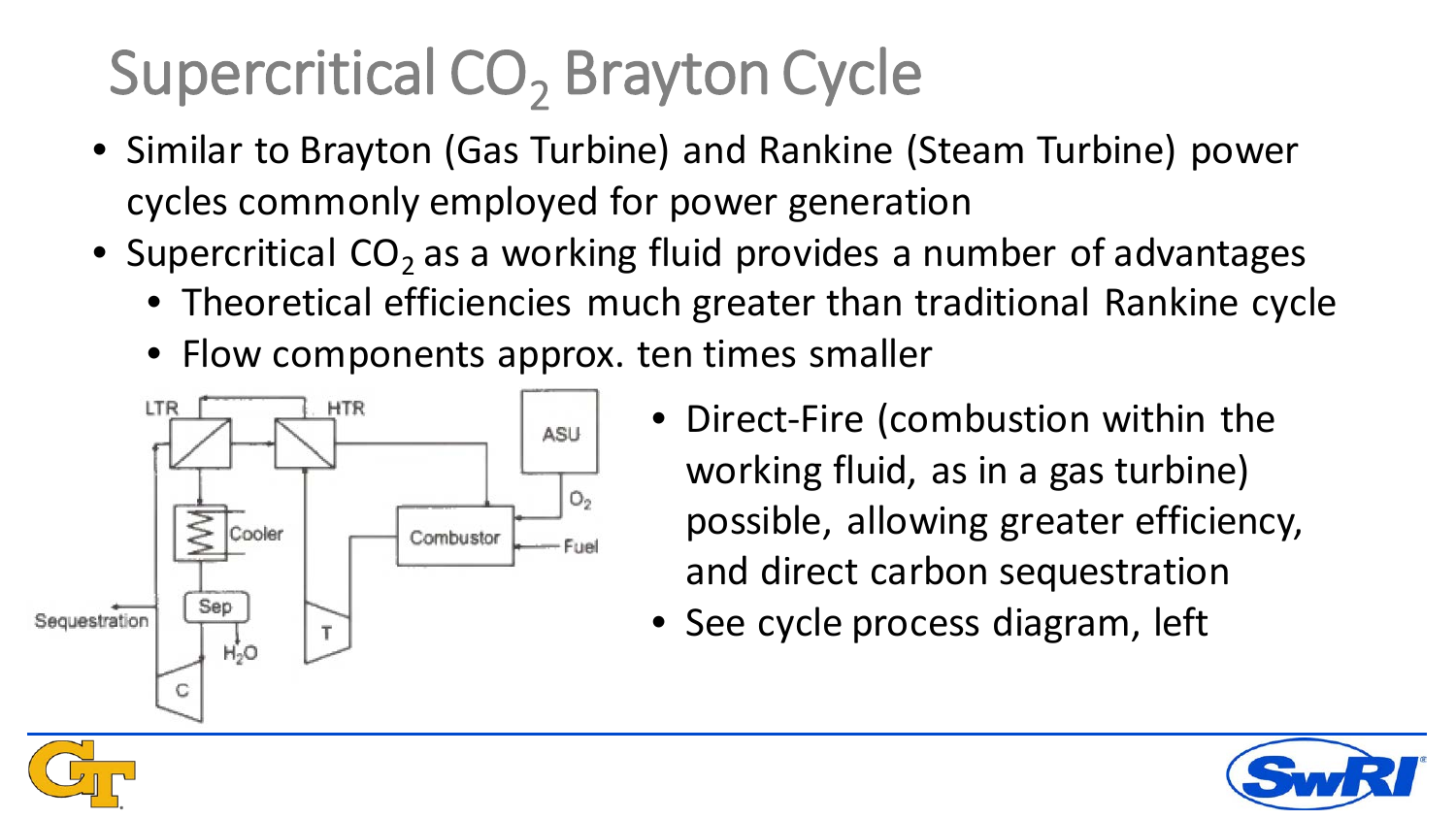# Supercritical $CO_2$ Brayton Cycle

- Similar to Brayton (Gas Turbine) and Rankine (Steam Turbine) power cycles commonly employed for power generation
- Supercritical $CO_2$ as a working fluid provides a number of advantages
  - Theoretical efficiencies much greater than traditional Rankine cycle
  - Flow components approx. ten times smaller

- Direct-Fire (combustion within the working fluid, as in a gas turbine) possible, allowing greater efficiency, and direct carbon sequestration
- See cycle process diagram, left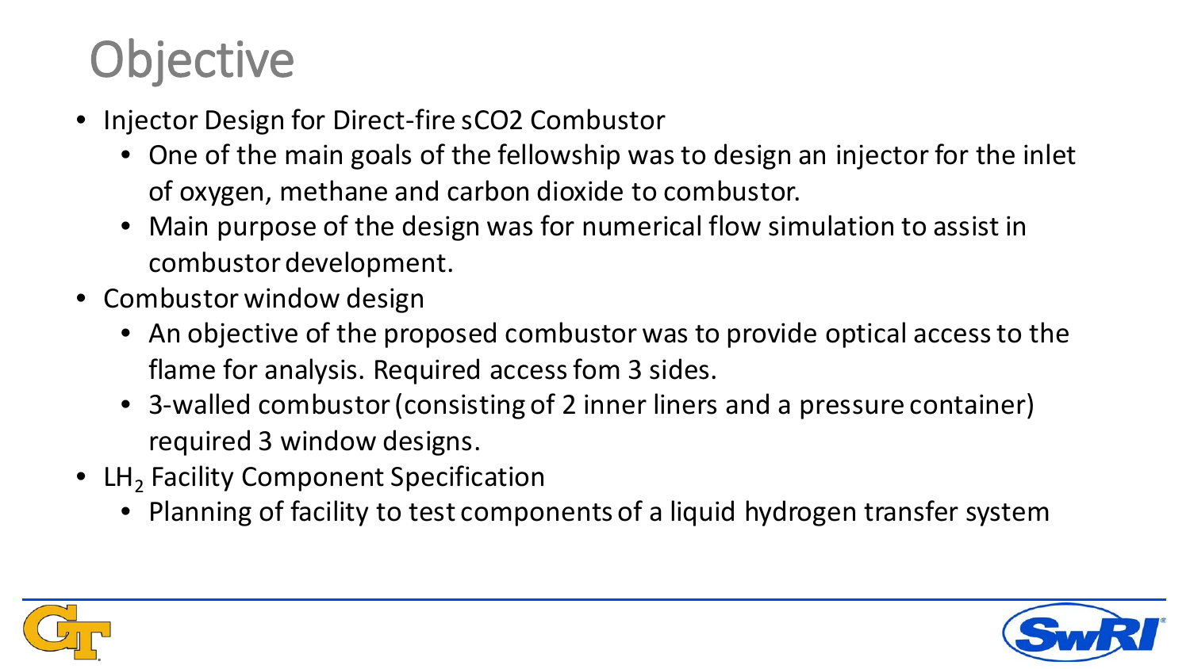# Objective

- Injector Design for Direct-fire sCO2 Combustor
  - One of the main goals of the fellowship was to design an injector for the inlet of oxygen, methane and carbon dioxide to combustor.
  - Main purpose of the design was for numerical flow simulation to assist in combustor development.
- Combustor window design
  - An objective of the proposed combustor was to provide optical access to the flame for analysis. Required access fom 3 sides.
  - 3-walled combustor (consisting of 2 inner liners and a pressure container) required 3 window designs.
- $LH_2$ Facility Component Specification
  - Planning of facility to test components of a liquid hydrogen transfer system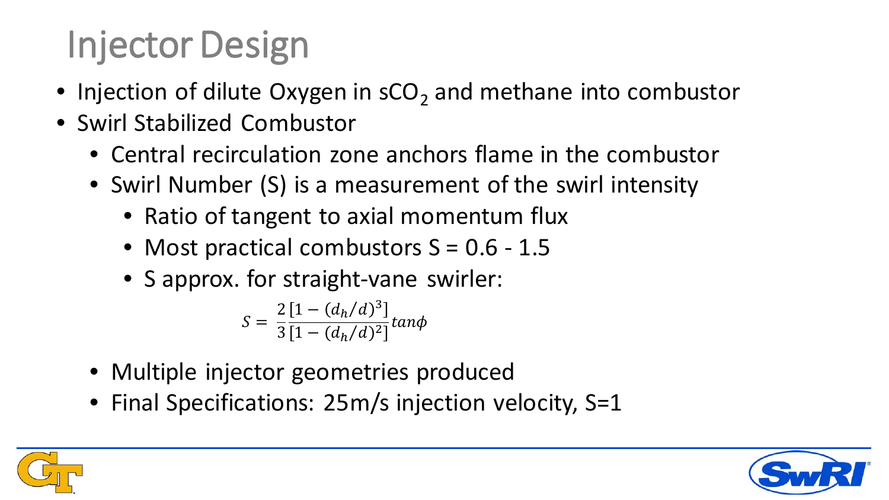# Injector Design

- Injection of dilute Oxygen in $sCO_2$ and methane into combustor
- Swirl Stabilized Combustor
  - Central recirculation zone anchors flame in the combustor
  - Swirl Number (S) is a measurement of the swirl intensity
    - Ratio of tangent to axial momentum flux
    - Most practical combustors S = 0.6 - 1.5
    - S approx. for straight-vane swirler:

$$S = \frac{2}{3}\frac{[1-(d_h/d)^3]}{[1-(d_h/d)^2]}tan\phi$$

  - Multiple injector geometries produced
  - Final Specifications: 25m/s injection velocity, S=1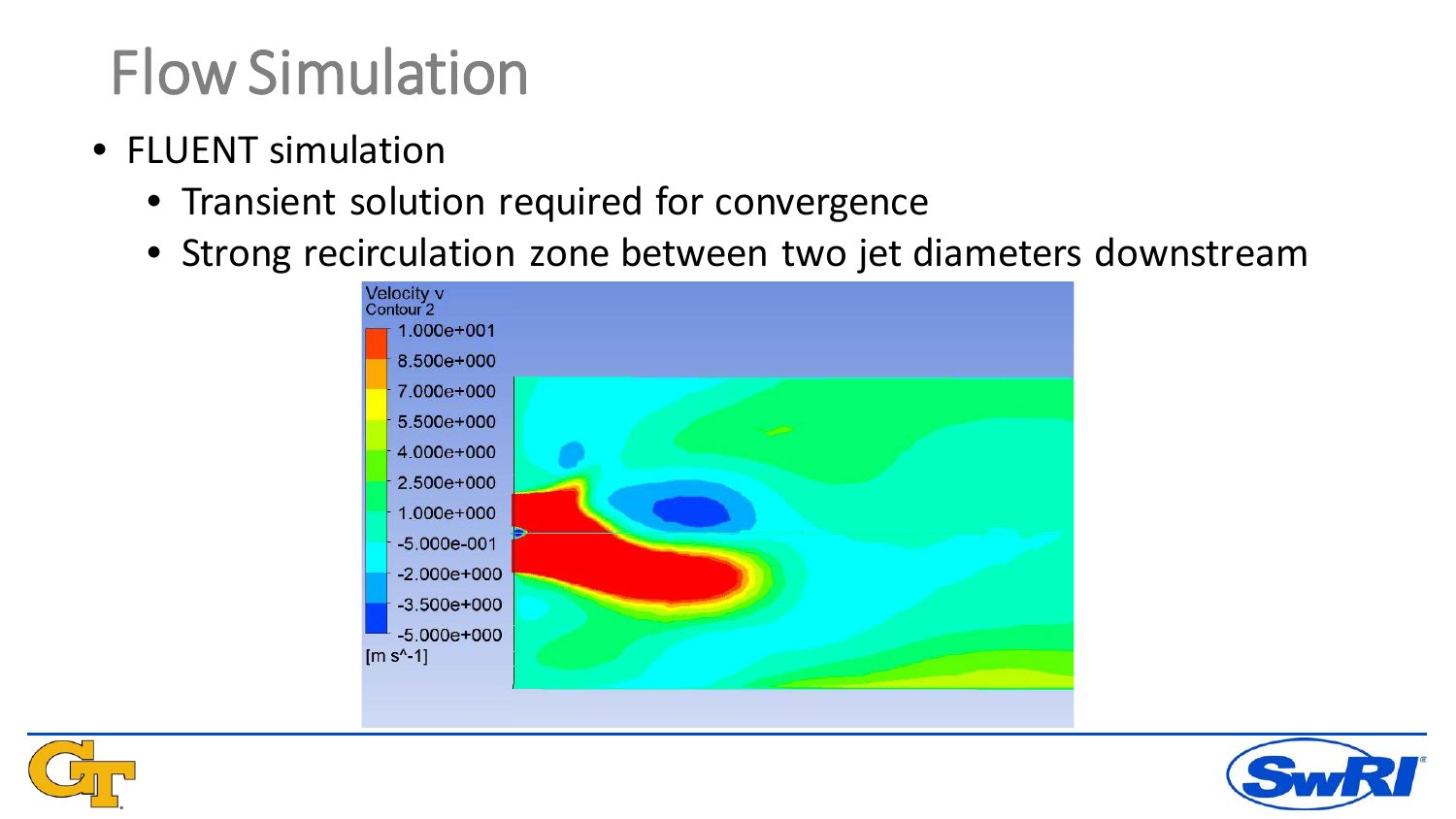# Flow Simulation

- FLUENT simulation
  - Transient solution required for convergence
  - Strong recirculation zone between two jet diameters downstream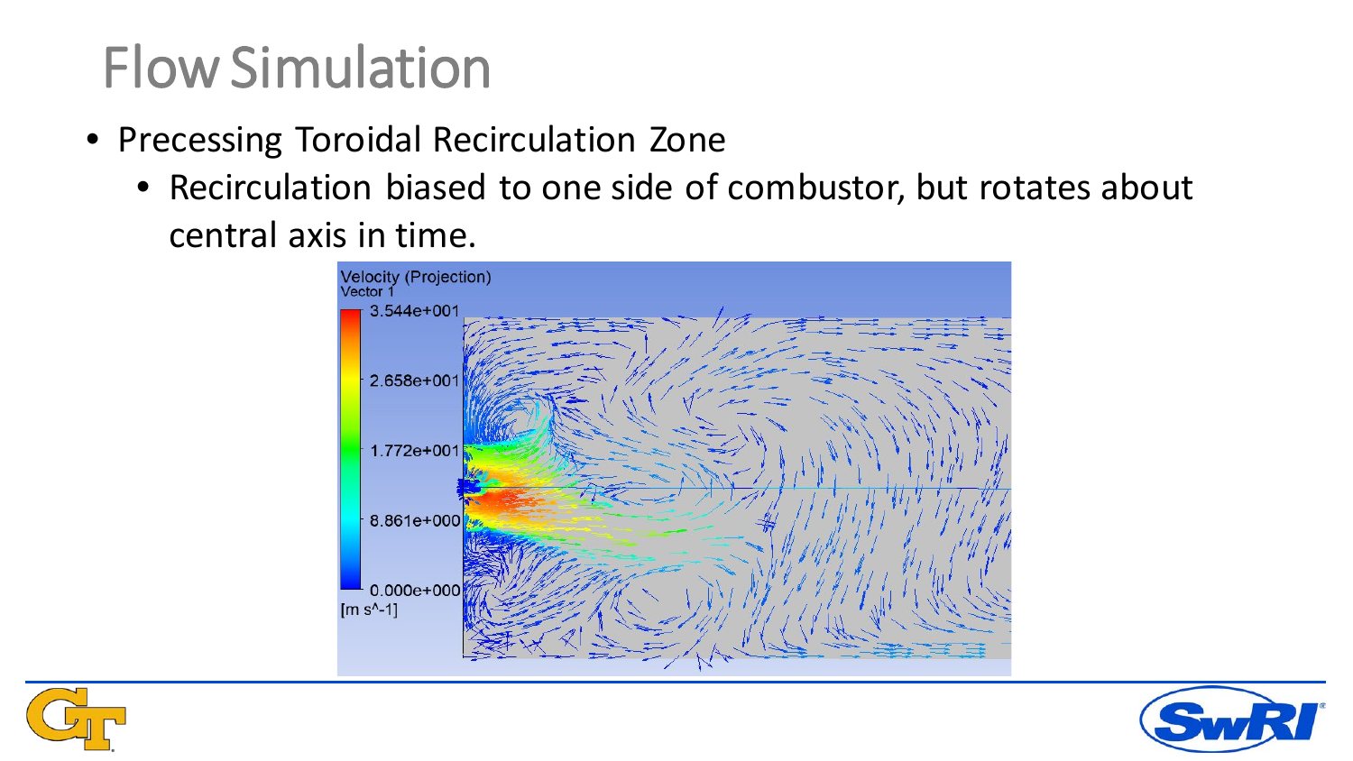# Flow Simulation

- Precessing Toroidal Recirculation Zone
  - Recirculation biased to one side of combustor, but rotates about central axis in time.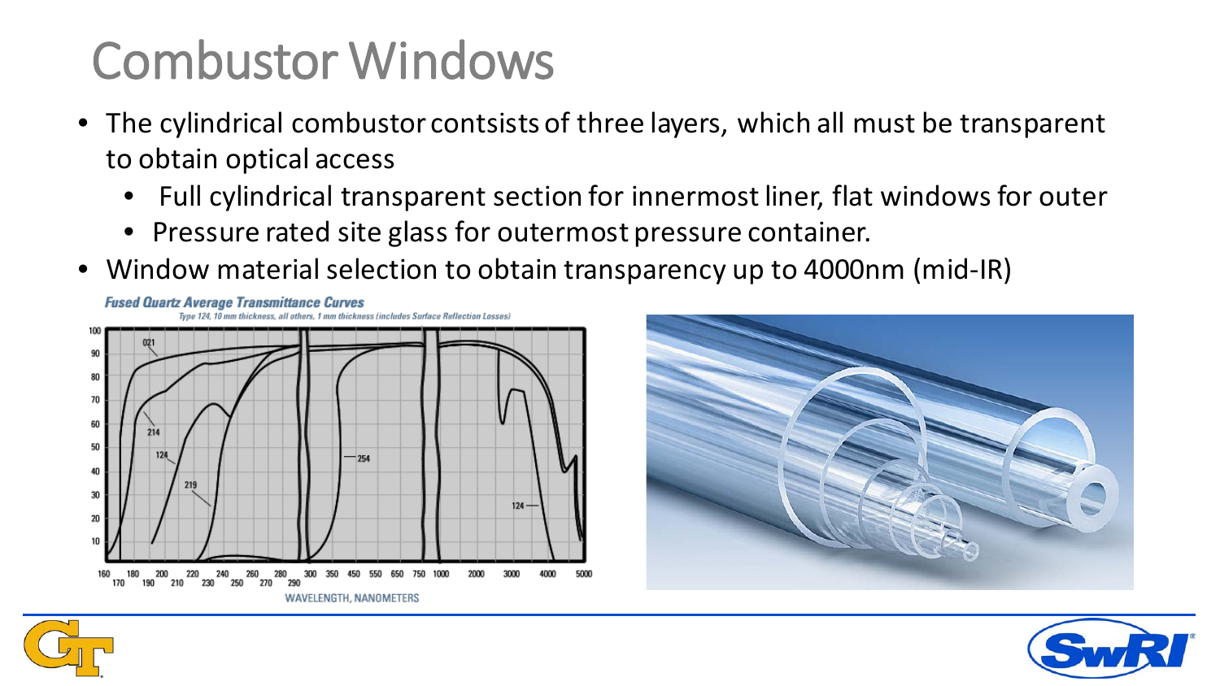# Combustor Windows

- The cylindrical combustor contsists of three layers, which all must be transparent to obtain optical access
  - Full cylindrical transparent section for innermost liner, flat windows for outer
  - Pressure rated site glass for outermost pressure container.
- Window material selection to obtain transparency up to 4000nm (mid-IR)

**Fused Quartz Average Transmittance Curves**

*Type 124, 10 mm thickness, all others, 1 mm thickness (includes Surface Reflection Losses)*

WAVELENGTH, NANOMETERS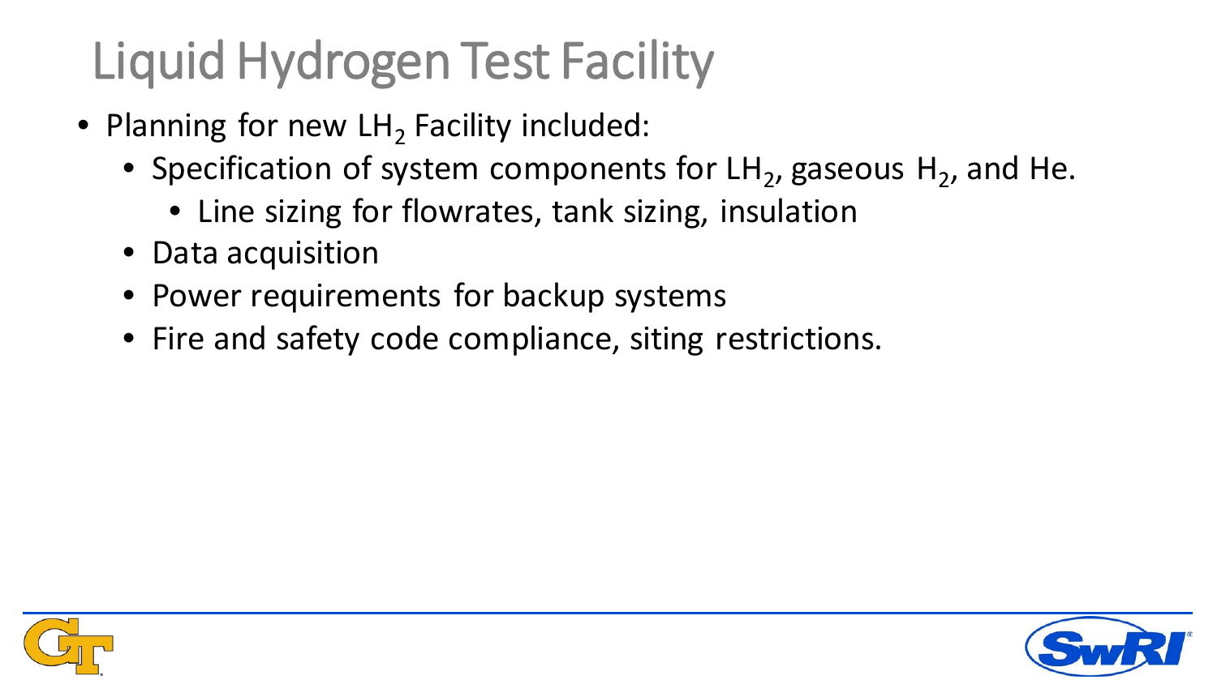# Liquid Hydrogen Test Facility

- Planning for new $LH_2$ Facility included:
  - Specification of system components for $LH_2$, gaseous $H_2$, and He.
    - Line sizing for flowrates, tank sizing, insulation
  - Data acquisition
  - Power requirements for backup systems
  - Fire and safety code compliance, siting restrictions.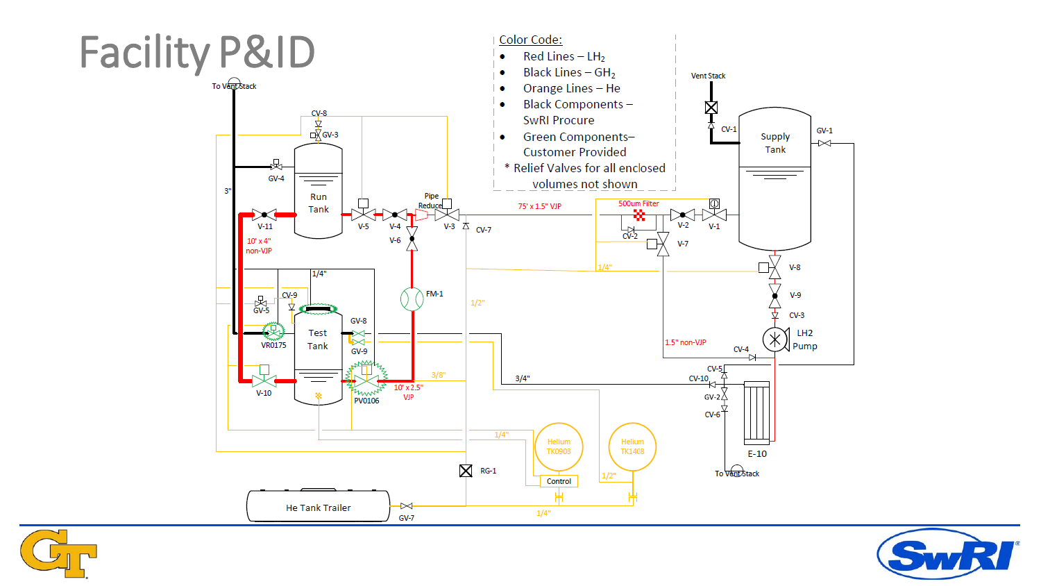# Facility P&ID

Color Code:

- Red Lines – $LH_2$
- Black Lines – $GH_2$
- Orange Lines – He
- Black Components – SwRI Procure
- Green Components– Customer Provided

\* Relief Valves for all enclosed volumes not shown

To Vent Stack

CV-8

GV-3

GV-4

Run Tank

3"

V-11

10' x 4" non-VJP

V-5

V-4

V-6

Pipe Reducer

V-3

CV-7

75' x 1.5" VJP

500um Filter

CV-2

V-2

V-1

V-7

1/4"

Vent Stack

CV-1

Supply Tank

GV-1

V-8

V-9

CV-3

LH2 Pump

CV-4

1/4"

CV-9

GV-5

VR0175

Test Tank

GV-8

GV-9

FM-1

1/2"

V-10

PV0106

3/8"

10' x 2.5" VJP

3/4"

1.5" non-VJP

CV-5

CV-10

GV-2

CV-6

E-10

To Vent Stack

1/4"

Helium TK0903

Helium TK1408

Control

1/2"

RG-1

He Tank Trailer

GV-7

1/4"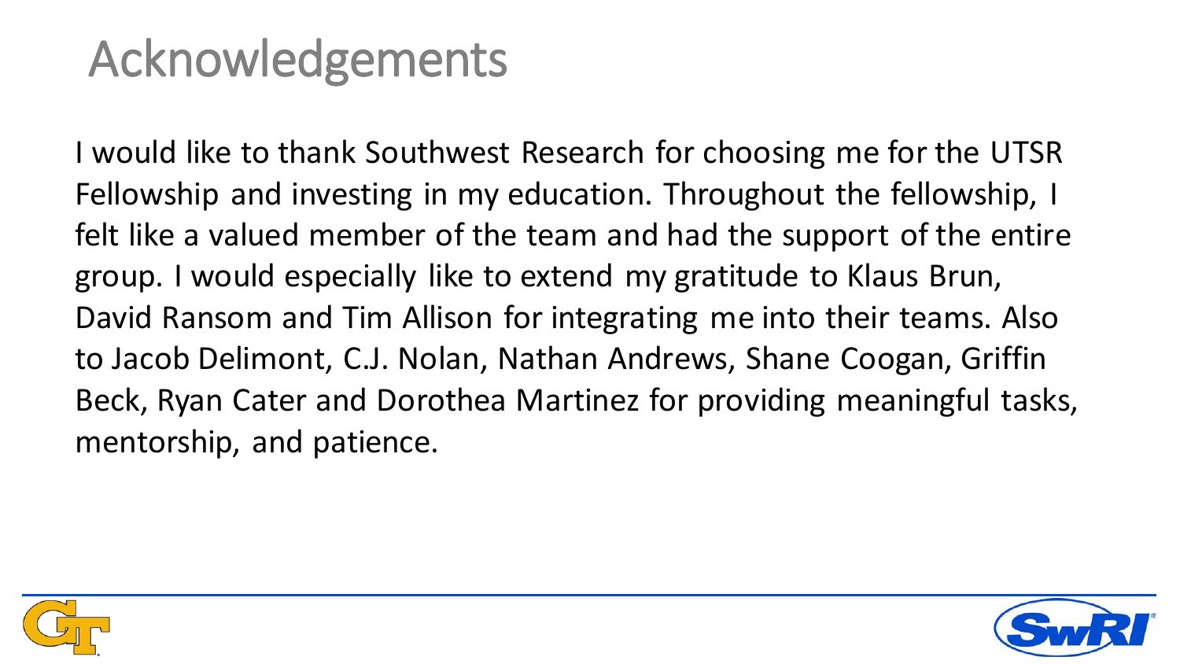# Acknowledgements

I would like to thank Southwest Research for choosing me for the UTSR Fellowship and investing in my education. Throughout the fellowship, I felt like a valued member of the team and had the support of the entire group. I would especially like to extend my gratitude to Klaus Brun, David Ransom and Tim Allison for integrating me into their teams. Also to Jacob Delimont, C.J. Nolan, Nathan Andrews, Shane Coogan, Griffin Beck, Ryan Cater and Dorothea Martinez for providing meaningful tasks, mentorship, and patience.